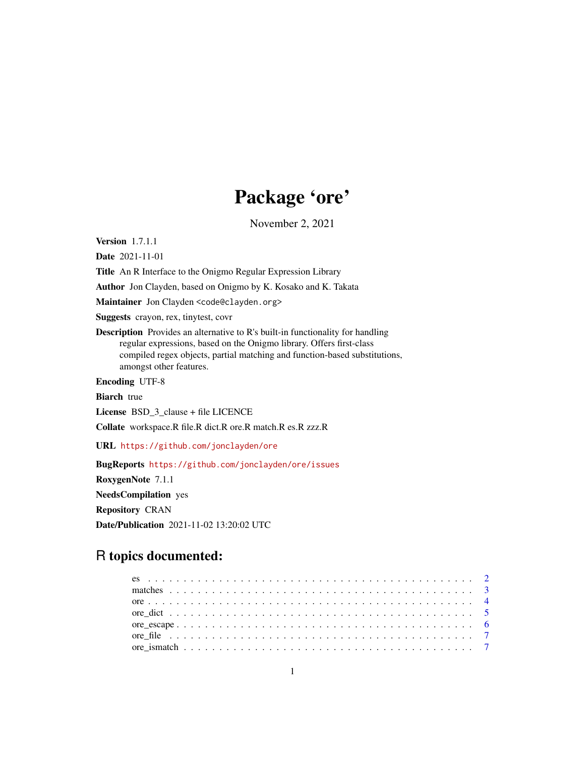# Package 'ore'

November 2, 2021

**Version** 1.7.1.1

**Date** 2021-11-01

**Title** An R Interface to the Onigmo Regular Expression Library

**Author** Jon Clayden, based on Onigmo by K. Kosako and K. Takata

**Maintainer** Jon Clayden <code@clayden.org>

**Suggests** crayon, rex, tinytest, covr

**Description** Provides an alternative to R's built-in functionality for handling regular expressions, based on the Onigmo library. Offers first-class compiled regex objects, partial matching and function-based substitutions, amongst other features.

**Encoding** UTF-8

**Biarch** true

**License** BSD_3_clause + file LICENCE

**Collate** workspace.R file.R dict.R ore.R match.R es.R zzz.R

**URL** https://github.com/jonclayden/ore

**BugReports** https://github.com/jonclayden/ore/issues

**RoxygenNote** 7.1.1

**NeedsCompilation** yes

**Repository** CRAN

**Date/Publication** 2021-11-02 13:20:02 UTC

## R topics documented:

| | |
|---|---|
| es | 2 |
| matches | 3 |
| ore | 4 |
| ore_dict | 5 |
| ore_escape | 6 |
| ore_file | 7 |
| ore_ismatch | 7 |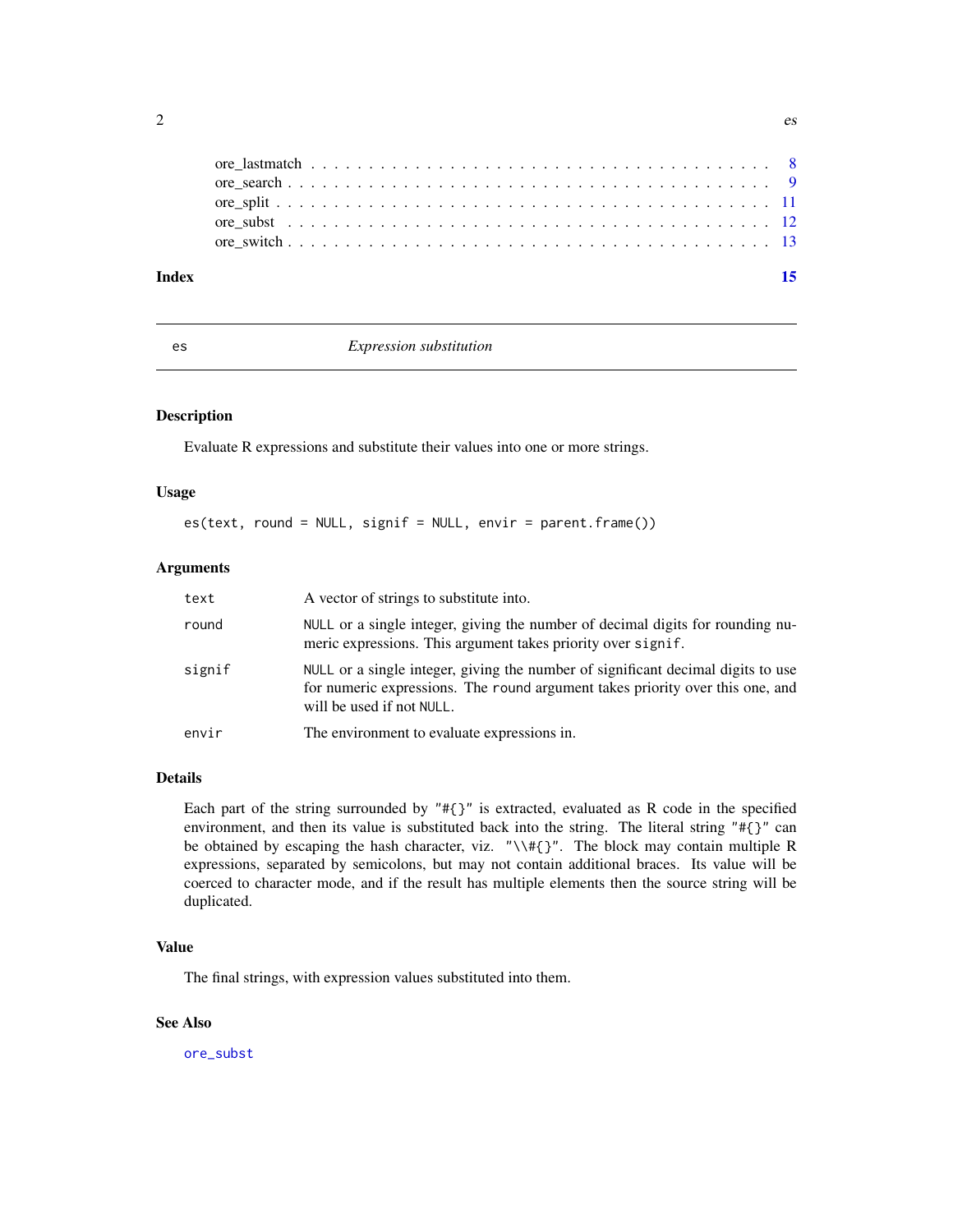ore_lastmatch . . . . . . . . . . . . . . . . . . . . . . . . . . . . . . . . . . . . . . . 8
ore_search . . . . . . . . . . . . . . . . . . . . . . . . . . . . . . . . . . . . . . . . . 9
ore_split . . . . . . . . . . . . . . . . . . . . . . . . . . . . . . . . . . . . . . . . . . 11
ore_subst . . . . . . . . . . . . . . . . . . . . . . . . . . . . . . . . . . . . . . . . . . 12
ore_switch . . . . . . . . . . . . . . . . . . . . . . . . . . . . . . . . . . . . . . . . . 13

**Index** **15**

---

`es` *Expression substitution*

---

## Description

Evaluate R expressions and substitute their values into one or more strings.

## Usage

```
es(text, round = NULL, signif = NULL, envir = parent.frame())
```

## Arguments

| | |
|---|---|
| `text` | A vector of strings to substitute into. |
| `round` | `NULL` or a single integer, giving the number of decimal digits for rounding numeric expressions. This argument takes priority over `signif`. |
| `signif` | `NULL` or a single integer, giving the number of significant decimal digits to use for numeric expressions. The `round` argument takes priority over this one, and will be used if not `NULL`. |
| `envir` | The environment to evaluate expressions in. |

## Details

Each part of the string surrounded by `"#{}"` is extracted, evaluated as R code in the specified environment, and then its value is substituted back into the string. The literal string `"#{}"` can be obtained by escaping the hash character, viz. `"\\#{}"`. The block may contain multiple R expressions, separated by semicolons, but may not contain additional braces. Its value will be coerced to character mode, and if the result has multiple elements then the source string will be duplicated.

## Value

The final strings, with expression values substituted into them.

## See Also

`ore_subst`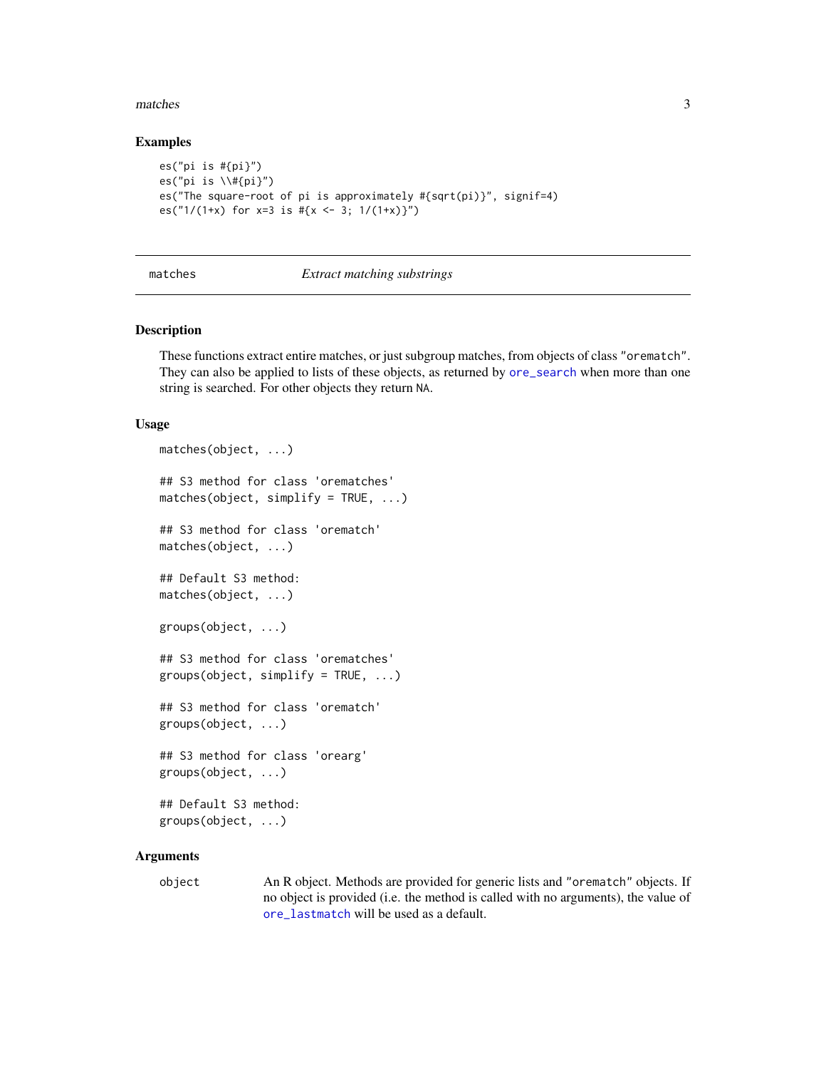### Examples

```
es("pi is #{pi}")
es("pi is \\#{pi}")
es("The square-root of pi is approximately #{sqrt(pi)}", signif=4)
es("1/(1+x) for x=3 is #{x <- 3; 1/(1+x)}")
```

---

## matches — *Extract matching substrings*

---

### Description

These functions extract entire matches, or just subgroup matches, from objects of class "orematch". They can also be applied to lists of these objects, as returned by ore_search when more than one string is searched. For other objects they return NA.

### Usage

```
matches(object, ...)

## S3 method for class 'orematches'
matches(object, simplify = TRUE, ...)

## S3 method for class 'orematch'
matches(object, ...)

## Default S3 method:
matches(object, ...)

groups(object, ...)

## S3 method for class 'orematches'
groups(object, simplify = TRUE, ...)

## S3 method for class 'orematch'
groups(object, ...)

## S3 method for class 'orearg'
groups(object, ...)

## Default S3 method:
groups(object, ...)
```

### Arguments

| | |
|---|---|
| object | An R object. Methods are provided for generic lists and "orematch" objects. If no object is provided (i.e. the method is called with no arguments), the value of ore_lastmatch will be used as a default. |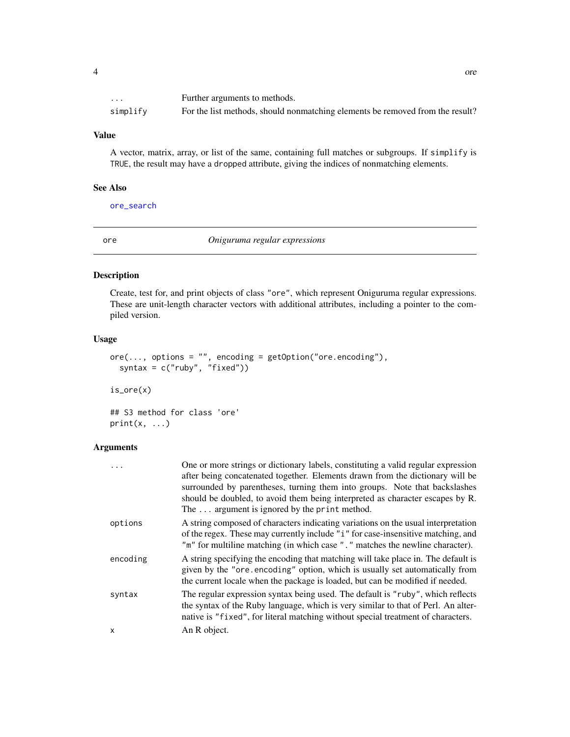| | |
|---|---|
| `...` | Further arguments to methods. |
| `simplify` | For the list methods, should nonmatching elements be removed from the result? |

### Value

A vector, matrix, array, or list of the same, containing full matches or subgroups. If `simplify` is `TRUE`, the result may have a `dropped` attribute, giving the indices of nonmatching elements.

### See Also

`ore_search`

---

## ore — *Oniguruma regular expressions*

---

### Description

Create, test for, and print objects of class `"ore"`, which represent Oniguruma regular expressions. These are unit-length character vectors with additional attributes, including a pointer to the compiled version.

### Usage

```
ore(..., options = "", encoding = getOption("ore.encoding"),
  syntax = c("ruby", "fixed"))

is_ore(x)

## S3 method for class 'ore'
print(x, ...)
```

### Arguments

| | |
|---|---|
| `...` | One or more strings or dictionary labels, constituting a valid regular expression after being concatenated together. Elements drawn from the dictionary will be surrounded by parentheses, turning them into groups. Note that backslashes should be doubled, to avoid them being interpreted as character escapes by R. The `...` argument is ignored by the `print` method. |
| `options` | A string composed of characters indicating variations on the usual interpretation of the regex. These may currently include `"i"` for case-insensitive matching, and `"m"` for multiline matching (in which case `"."` matches the newline character). |
| `encoding` | A string specifying the encoding that matching will take place in. The default is given by the `"ore.encoding"` option, which is usually set automatically from the current locale when the package is loaded, but can be modified if needed. |
| `syntax` | The regular expression syntax being used. The default is `"ruby"`, which reflects the syntax of the Ruby language, which is very similar to that of Perl. An alternative is `"fixed"`, for literal matching without special treatment of characters. |
| `x` | An R object. |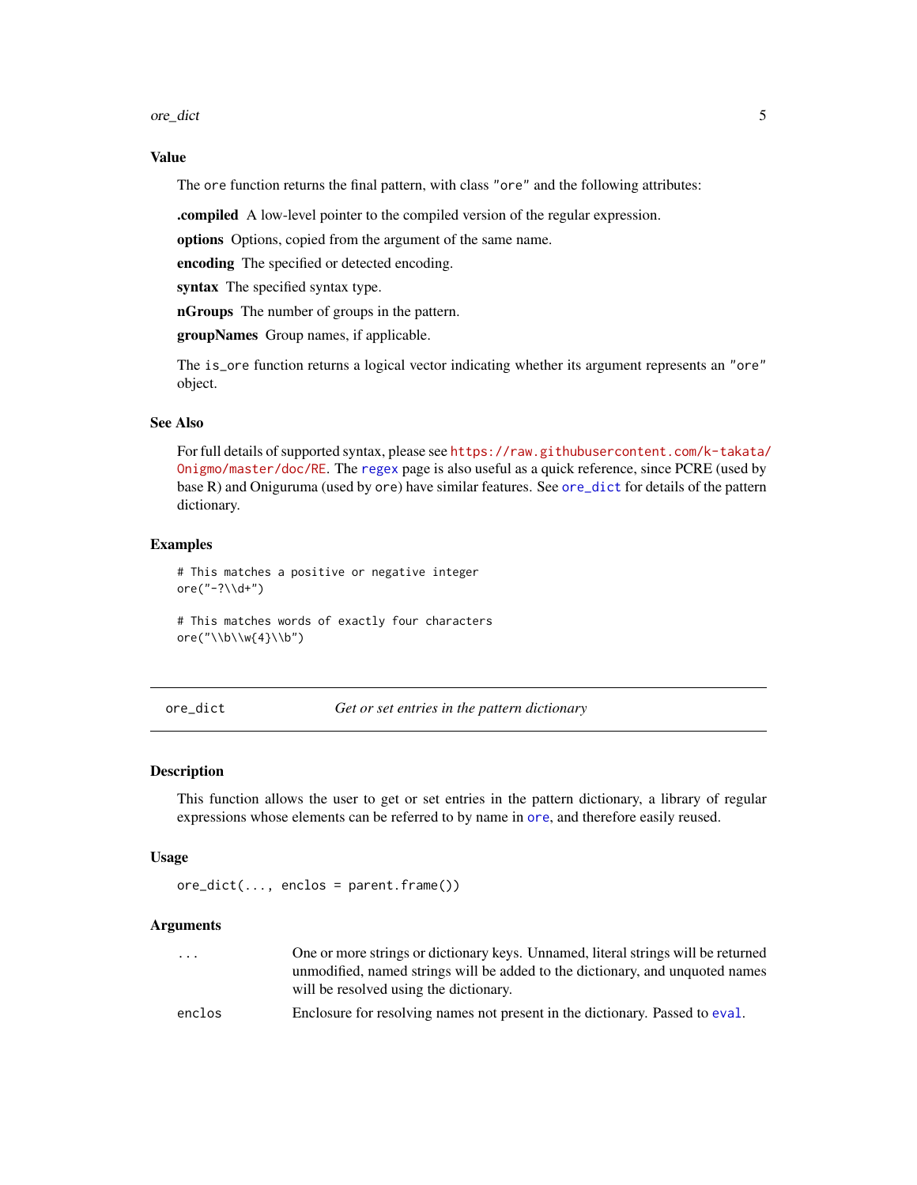### Value

The `ore` function returns the final pattern, with class `"ore"` and the following attributes:

**.compiled** A low-level pointer to the compiled version of the regular expression.

**options** Options, copied from the argument of the same name.

**encoding** The specified or detected encoding.

**syntax** The specified syntax type.

**nGroups** The number of groups in the pattern.

**groupNames** Group names, if applicable.

The `is_ore` function returns a logical vector indicating whether its argument represents an `"ore"` object.

### See Also

For full details of supported syntax, please see https://raw.githubusercontent.com/k-takata/Onigmo/master/doc/RE. The `regex` page is also useful as a quick reference, since PCRE (used by base R) and Oniguruma (used by `ore`) have similar features. See `ore_dict` for details of the pattern dictionary.

### Examples

```
# This matches a positive or negative integer
ore("-?\\d+")

# This matches words of exactly four characters
ore("\\b\\w{4}\\b")
```

## ore_dict — *Get or set entries in the pattern dictionary*

### Description

This function allows the user to get or set entries in the pattern dictionary, a library of regular expressions whose elements can be referred to by name in `ore`, and therefore easily reused.

### Usage

```
ore_dict(..., enclos = parent.frame())
```

### Arguments

| | |
|---|---|
| `...` | One or more strings or dictionary keys. Unnamed, literal strings will be returned unmodified, named strings will be added to the dictionary, and unquoted names will be resolved using the dictionary. |
| `enclos` | Enclosure for resolving names not present in the dictionary. Passed to `eval`. |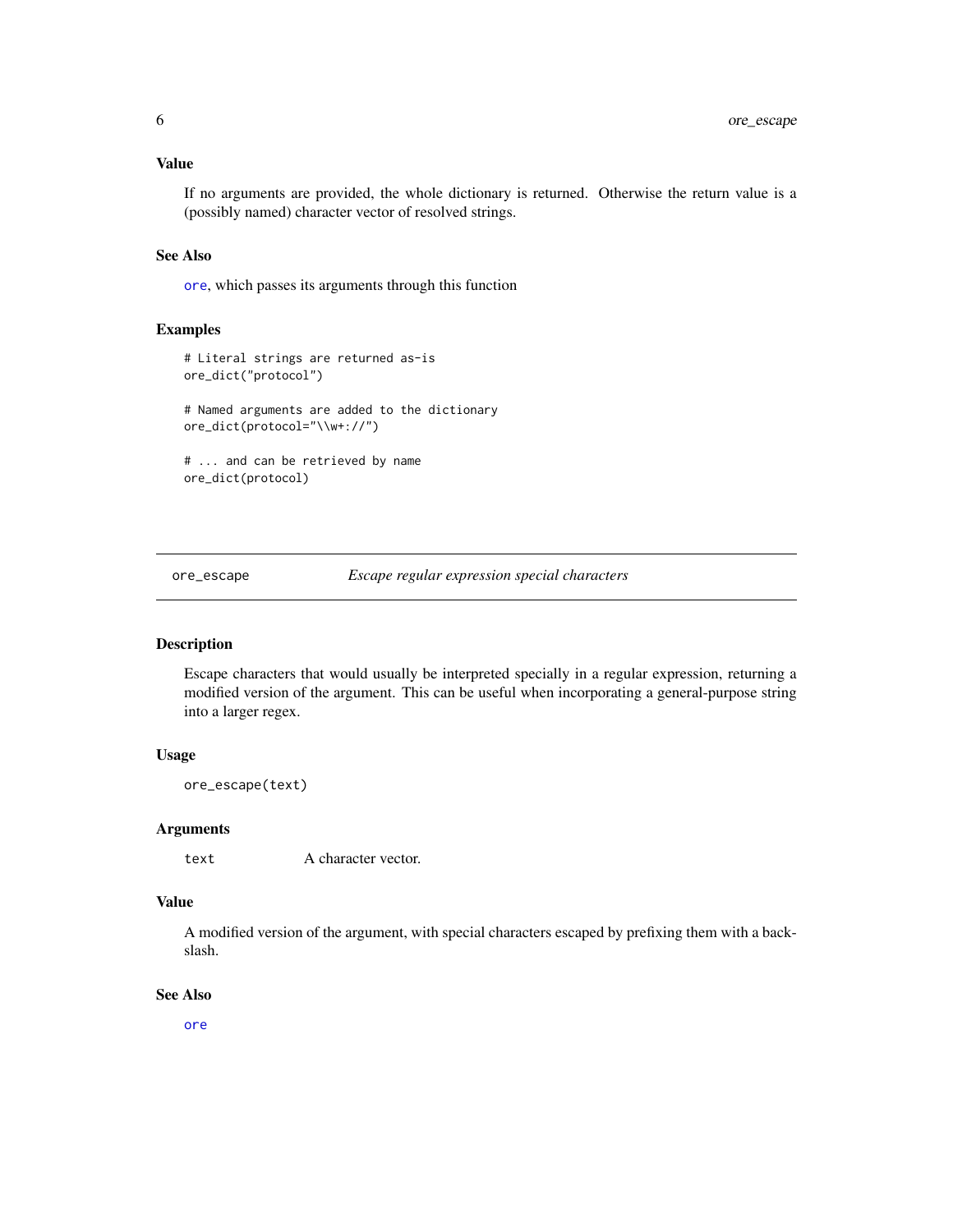## Value

If no arguments are provided, the whole dictionary is returned. Otherwise the return value is a (possibly named) character vector of resolved strings.

## See Also

`ore`, which passes its arguments through this function

## Examples

```
# Literal strings are returned as-is
ore_dict("protocol")

# Named arguments are added to the dictionary
ore_dict(protocol="\\w+://")

# ... and can be retrieved by name
ore_dict(protocol)
```

---

# ore_escape — *Escape regular expression special characters*

## Description

Escape characters that would usually be interpreted specially in a regular expression, returning a modified version of the argument. This can be useful when incorporating a general-purpose string into a larger regex.

## Usage

```
ore_escape(text)
```

## Arguments

| | |
|---|---|
| `text` | A character vector. |

## Value

A modified version of the argument, with special characters escaped by prefixing them with a backslash.

## See Also

`ore`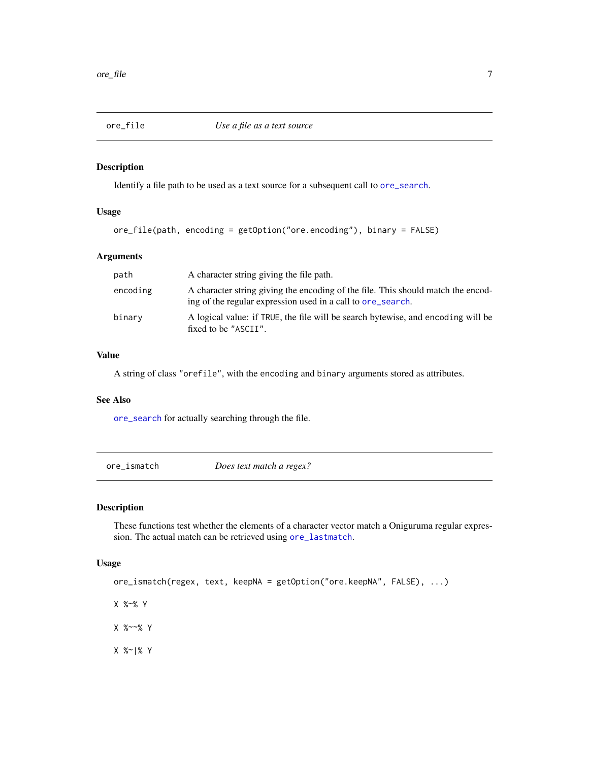## ore_file — *Use a file as a text source*

### Description

Identify a file path to be used as a text source for a subsequent call to `ore_search`.

### Usage

```
ore_file(path, encoding = getOption("ore.encoding"), binary = FALSE)
```

### Arguments

| | |
|---|---|
| `path` | A character string giving the file path. |
| `encoding` | A character string giving the encoding of the file. This should match the encoding of the regular expression used in a call to `ore_search`. |
| `binary` | A logical value: if `TRUE`, the file will be search bytewise, and `encoding` will be fixed to be `"ASCII"`. |

### Value

A string of class `"orefile"`, with the `encoding` and `binary` arguments stored as attributes.

### See Also

`ore_search` for actually searching through the file.

## ore_ismatch — *Does text match a regex?*

### Description

These functions test whether the elements of a character vector match a Oniguruma regular expression. The actual match can be retrieved using `ore_lastmatch`.

### Usage

```
ore_ismatch(regex, text, keepNA = getOption("ore.keepNA", FALSE), ...)

X %~% Y

X %~~% Y

X %~|% Y
```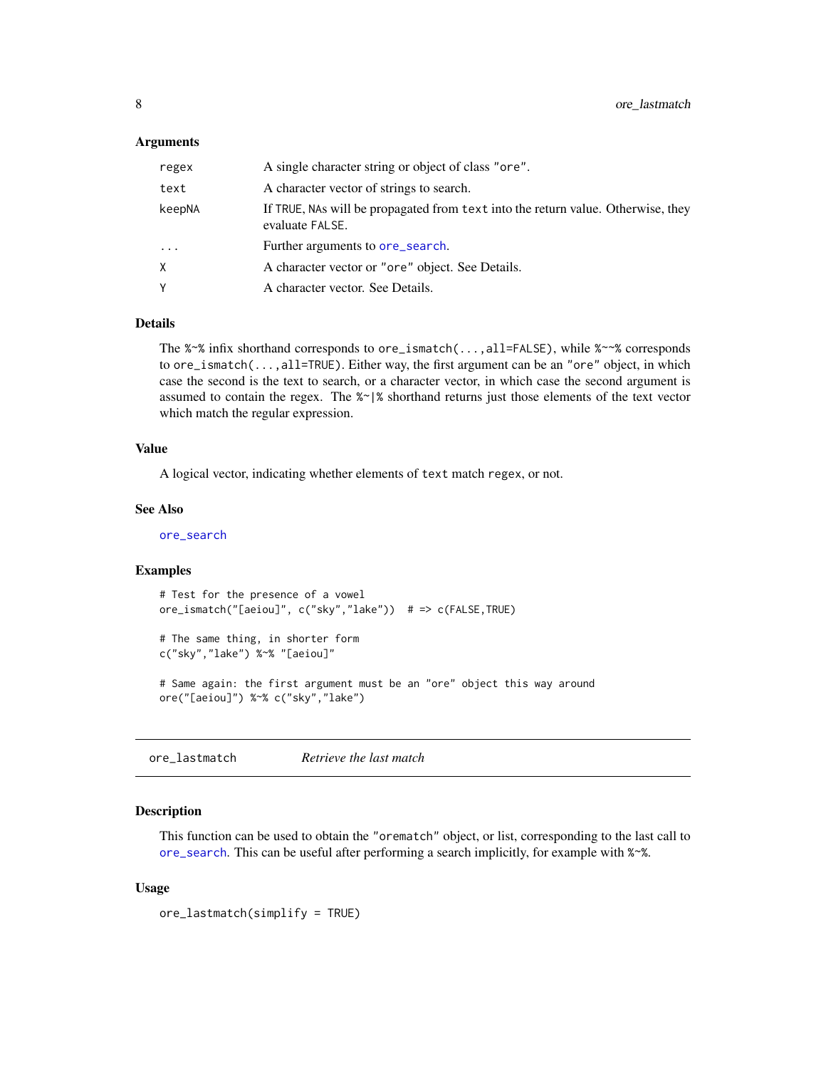### Arguments

| | |
|---|---|
| regex | A single character string or object of class "ore". |
| text | A character vector of strings to search. |
| keepNA | If TRUE, NAs will be propagated from text into the return value. Otherwise, they evaluate FALSE. |
| ... | Further arguments to ore_search. |
| X | A character vector or "ore" object. See Details. |
| Y | A character vector. See Details. |

### Details

The %~% infix shorthand corresponds to `ore_ismatch(...,all=FALSE)`, while %~~% corresponds to `ore_ismatch(...,all=TRUE)`. Either way, the first argument can be an "ore" object, in which case the second is the text to search, or a character vector, in which case the second argument is assumed to contain the regex. The %~|% shorthand returns just those elements of the text vector which match the regular expression.

### Value

A logical vector, indicating whether elements of text match regex, or not.

### See Also

ore_search

### Examples

```
# Test for the presence of a vowel
ore_ismatch("[aeiou]", c("sky","lake"))  # => c(FALSE,TRUE)

# The same thing, in shorter form
c("sky","lake") %~% "[aeiou]"

# Same again: the first argument must be an "ore" object this way around
ore("[aeiou]") %~% c("sky","lake")
```

---

## ore_lastmatch &nbsp;&nbsp;&nbsp; *Retrieve the last match*

### Description

This function can be used to obtain the "orematch" object, or list, corresponding to the last call to ore_search. This can be useful after performing a search implicitly, for example with %~%.

### Usage

```
ore_lastmatch(simplify = TRUE)
```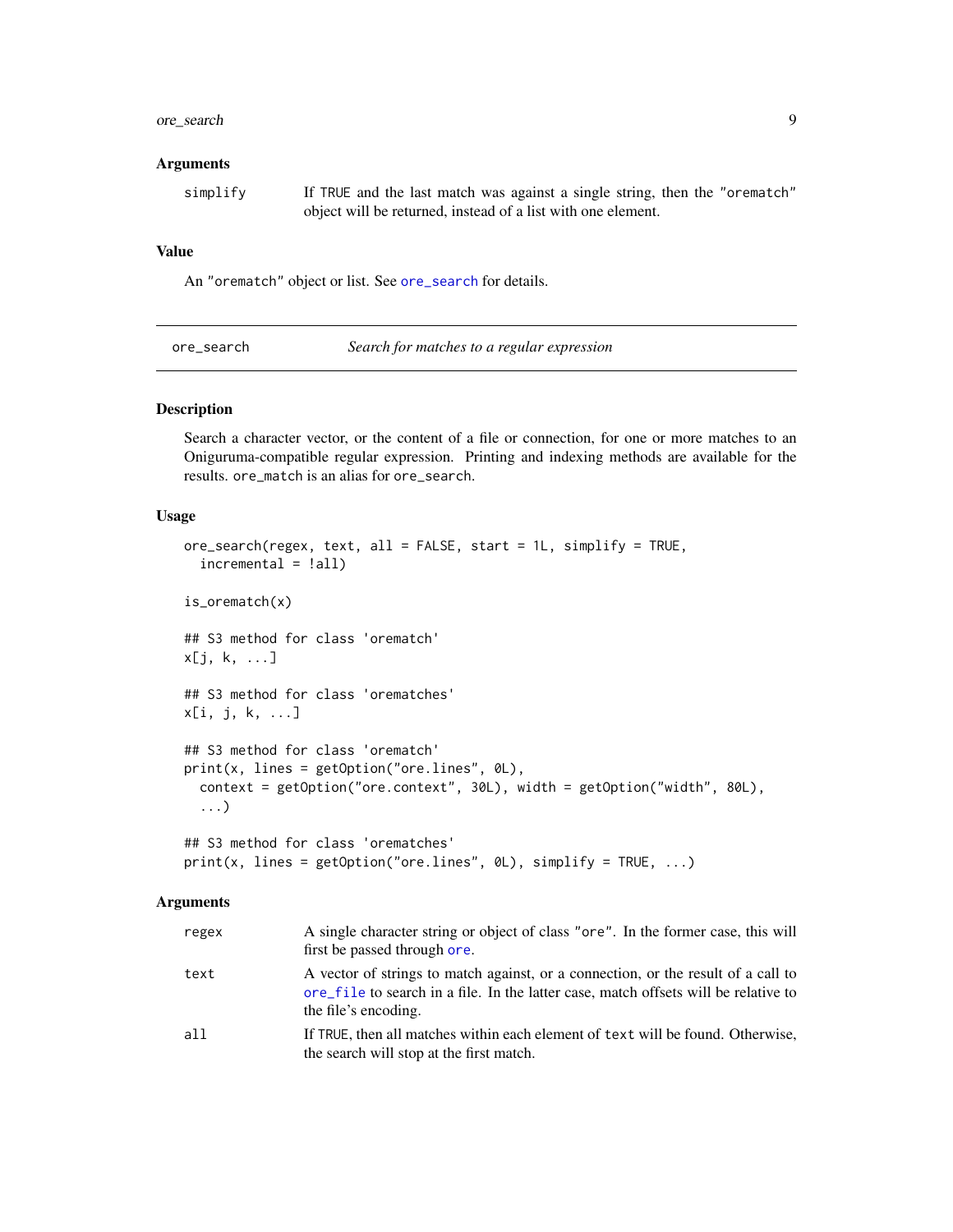## Arguments

simplify
: If TRUE and the last match was against a single string, then the "orematch" object will be returned, instead of a list with one element.

## Value

An "orematch" object or list. See ore_search for details.

---

# ore_search — *Search for matches to a regular expression*

## Description

Search a character vector, or the content of a file or connection, for one or more matches to an Oniguruma-compatible regular expression. Printing and indexing methods are available for the results. ore_match is an alias for ore_search.

## Usage

```
ore_search(regex, text, all = FALSE, start = 1L, simplify = TRUE,
  incremental = !all)

is_orematch(x)

## S3 method for class 'orematch'
x[j, k, ...]

## S3 method for class 'orematches'
x[i, j, k, ...]

## S3 method for class 'orematch'
print(x, lines = getOption("ore.lines", 0L),
  context = getOption("ore.context", 30L), width = getOption("width", 80L),
  ...)

## S3 method for class 'orematches'
print(x, lines = getOption("ore.lines", 0L), simplify = TRUE, ...)
```

## Arguments

regex
: A single character string or object of class "ore". In the former case, this will first be passed through ore.

text
: A vector of strings to match against, or a connection, or the result of a call to ore_file to search in a file. In the latter case, match offsets will be relative to the file's encoding.

all
: If TRUE, then all matches within each element of text will be found. Otherwise, the search will stop at the first match.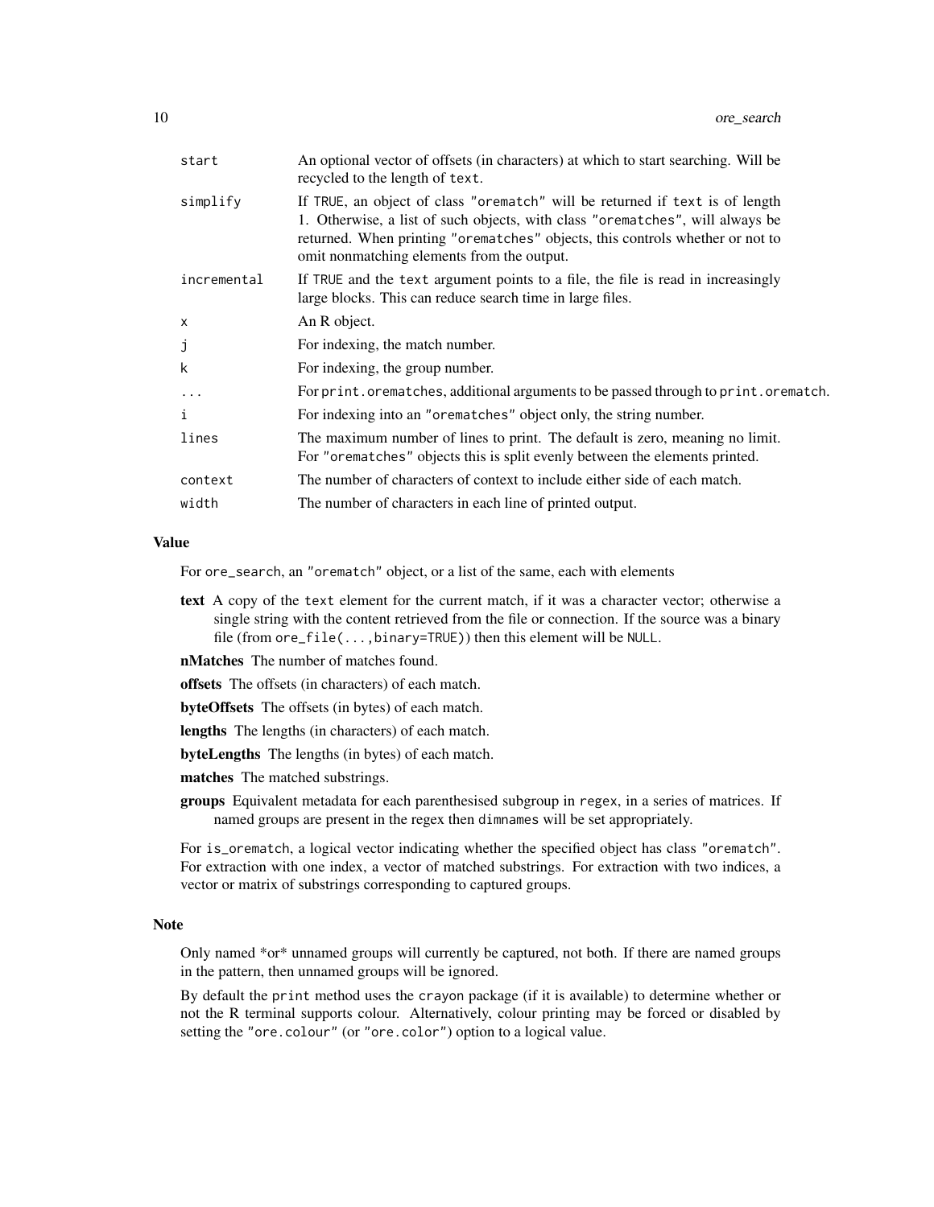| | |
|---|---|
| `start` | An optional vector of offsets (in characters) at which to start searching. Will be recycled to the length of `text`. |
| `simplify` | If `TRUE`, an object of class `"orematch"` will be returned if `text` is of length 1. Otherwise, a list of such objects, with class `"orematches"`, will always be returned. When printing `"orematches"` objects, this controls whether or not to omit nonmatching elements from the output. |
| `incremental` | If `TRUE` and the `text` argument points to a file, the file is read in increasingly large blocks. This can reduce search time in large files. |
| `x` | An R object. |
| `j` | For indexing, the match number. |
| `k` | For indexing, the group number. |
| `...` | For `print.orematches`, additional arguments to be passed through to `print.orematch`. |
| `i` | For indexing into an `"orematches"` object only, the string number. |
| `lines` | The maximum number of lines to print. The default is zero, meaning no limit. For `"orematches"` objects this is split evenly between the elements printed. |
| `context` | The number of characters of context to include either side of each match. |
| `width` | The number of characters in each line of printed output. |

### Value

For `ore_search`, an `"orematch"` object, or a list of the same, each with elements

**text** A copy of the `text` element for the current match, if it was a character vector; otherwise a single string with the content retrieved from the file or connection. If the source was a binary file (from `ore_file(...,binary=TRUE)`) then this element will be `NULL`.

**nMatches** The number of matches found.

**offsets** The offsets (in characters) of each match.

**byteOffsets** The offsets (in bytes) of each match.

**lengths** The lengths (in characters) of each match.

**byteLengths** The lengths (in bytes) of each match.

**matches** The matched substrings.

**groups** Equivalent metadata for each parenthesised subgroup in `regex`, in a series of matrices. If named groups are present in the regex then `dimnames` will be set appropriately.

For `is_orematch`, a logical vector indicating whether the specified object has class `"orematch"`. For extraction with one index, a vector of matched substrings. For extraction with two indices, a vector or matrix of substrings corresponding to captured groups.

### Note

Only named *or* unnamed groups will currently be captured, not both. If there are named groups in the pattern, then unnamed groups will be ignored.

By default the `print` method uses the `crayon` package (if it is available) to determine whether or not the R terminal supports colour. Alternatively, colour printing may be forced or disabled by setting the `"ore.colour"` (or `"ore.color"`) option to a logical value.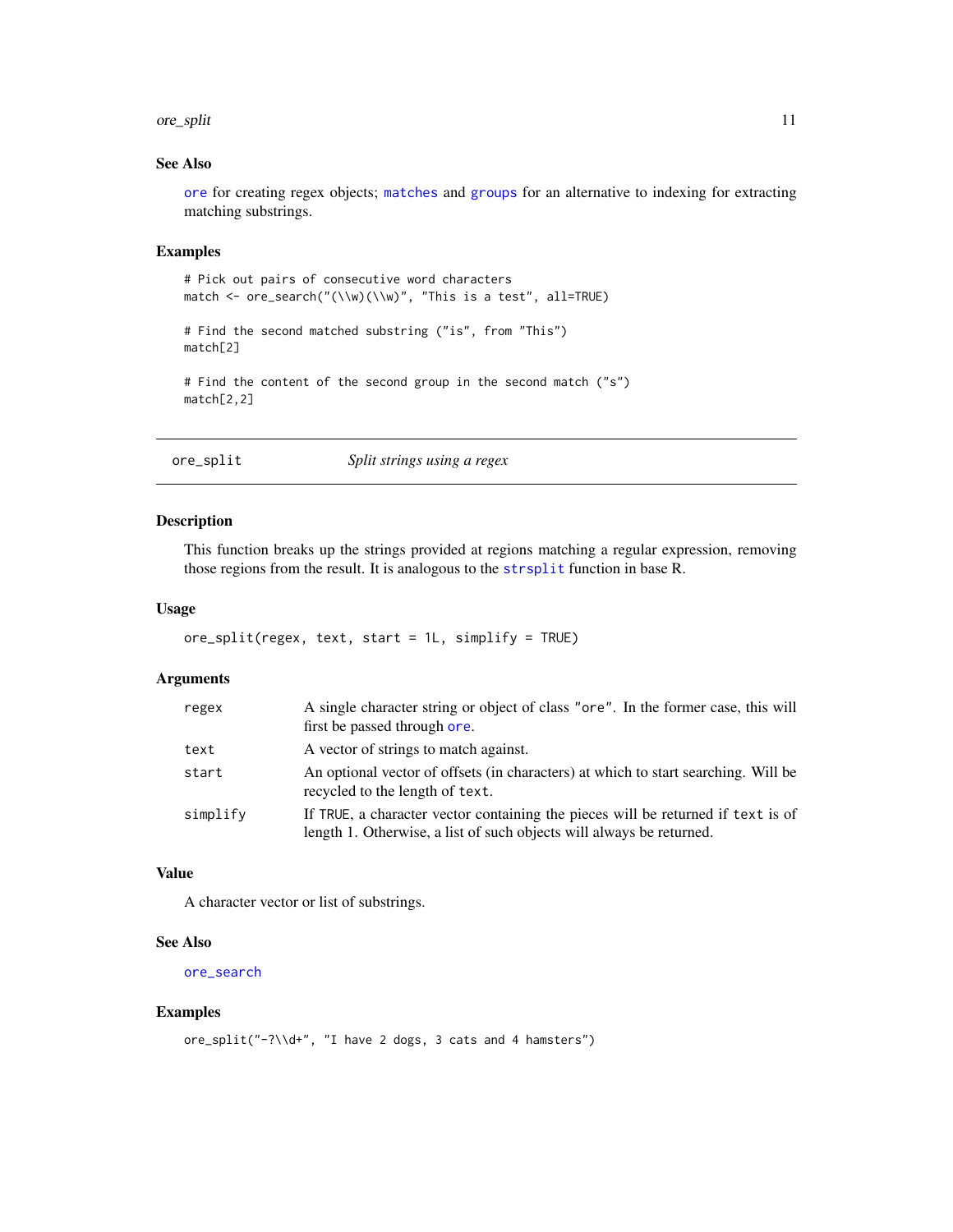### See Also

`ore` for creating regex objects; `matches` and `groups` for an alternative to indexing for extracting matching substrings.

### Examples

```
# Pick out pairs of consecutive word characters
match <- ore_search("(\\w)(\\w)", "This is a test", all=TRUE)

# Find the second matched substring ("is", from "This")
match[2]

# Find the content of the second group in the second match ("s")
match[2,2]
```

---

## ore_split — *Split strings using a regex*

---

### Description

This function breaks up the strings provided at regions matching a regular expression, removing those regions from the result. It is analogous to the `strsplit` function in base R.

### Usage

```
ore_split(regex, text, start = 1L, simplify = TRUE)
```

### Arguments

| | |
|---|---|
| `regex` | A single character string or object of class `"ore"`. In the former case, this will first be passed through `ore`. |
| `text` | A vector of strings to match against. |
| `start` | An optional vector of offsets (in characters) at which to start searching. Will be recycled to the length of `text`. |
| `simplify` | If `TRUE`, a character vector containing the pieces will be returned if `text` is of length 1. Otherwise, a list of such objects will always be returned. |

### Value

A character vector or list of substrings.

### See Also

`ore_search`

### Examples

```
ore_split("-?\\d+", "I have 2 dogs, 3 cats and 4 hamsters")
```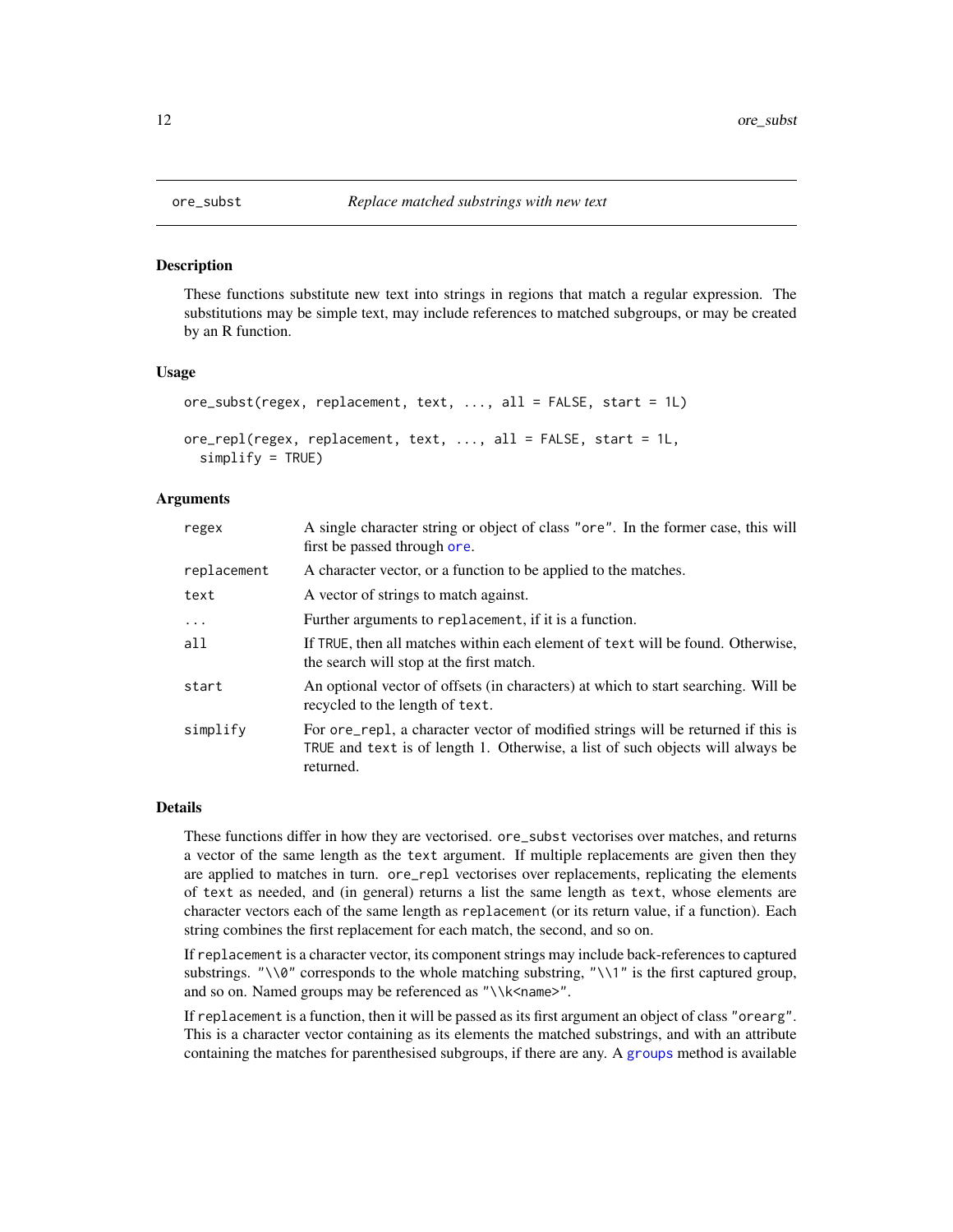`ore_subst` *Replace matched substrings with new text*

## Description

These functions substitute new text into strings in regions that match a regular expression. The substitutions may be simple text, may include references to matched subgroups, or may be created by an R function.

## Usage

```
ore_subst(regex, replacement, text, ..., all = FALSE, start = 1L)

ore_repl(regex, replacement, text, ..., all = FALSE, start = 1L,
  simplify = TRUE)
```

## Arguments

| | |
|---|---|
| `regex` | A single character string or object of class `"ore"`. In the former case, this will first be passed through `ore`. |
| `replacement` | A character vector, or a function to be applied to the matches. |
| `text` | A vector of strings to match against. |
| `...` | Further arguments to `replacement`, if it is a function. |
| `all` | If `TRUE`, then all matches within each element of `text` will be found. Otherwise, the search will stop at the first match. |
| `start` | An optional vector of offsets (in characters) at which to start searching. Will be recycled to the length of `text`. |
| `simplify` | For `ore_repl`, a character vector of modified strings will be returned if this is `TRUE` and `text` is of length 1. Otherwise, a list of such objects will always be returned. |

## Details

These functions differ in how they are vectorised. `ore_subst` vectorises over matches, and returns a vector of the same length as the `text` argument. If multiple replacements are given then they are applied to matches in turn. `ore_repl` vectorises over replacements, replicating the elements of `text` as needed, and (in general) returns a list the same length as `text`, whose elements are character vectors each of the same length as `replacement` (or its return value, if a function). Each string combines the first replacement for each match, the second, and so on.

If `replacement` is a character vector, its component strings may include back-references to captured substrings. `"\\0"` corresponds to the whole matching substring, `"\\1"` is the first captured group, and so on. Named groups may be referenced as `"\\k<name>"`.

If `replacement` is a function, then it will be passed as its first argument an object of class `"orearg"`. This is a character vector containing as its elements the matched substrings, and with an attribute containing the matches for parenthesised subgroups, if there are any. A `groups` method is available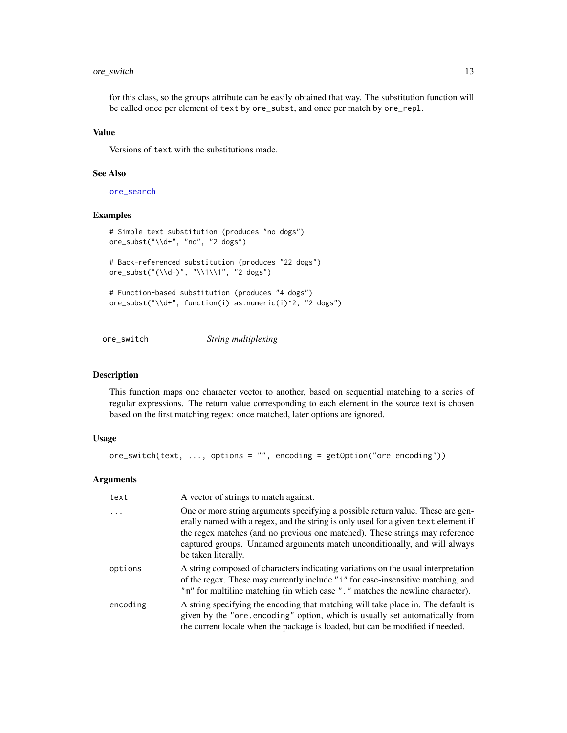for this class, so the groups attribute can be easily obtained that way. The substitution function will be called once per element of `text` by `ore_subst`, and once per match by `ore_repl`.

### Value

Versions of `text` with the substitutions made.

### See Also

`ore_search`

### Examples

```
# Simple text substitution (produces "no dogs")
ore_subst("\\d+", "no", "2 dogs")

# Back-referenced substitution (produces "22 dogs")
ore_subst("(\\d+)", "\\1\\1", "2 dogs")

# Function-based substitution (produces "4 dogs")
ore_subst("\\d+", function(i) as.numeric(i)^2, "2 dogs")
```

---

## ore_switch — *String multiplexing*

### Description

This function maps one character vector to another, based on sequential matching to a series of regular expressions. The return value corresponding to each element in the source text is chosen based on the first matching regex: once matched, later options are ignored.

### Usage

```
ore_switch(text, ..., options = "", encoding = getOption("ore.encoding"))
```

### Arguments

| | |
|---|---|
| `text` | A vector of strings to match against. |
| `...` | One or more string arguments specifying a possible return value. These are generally named with a regex, and the string is only used for a given `text` element if the regex matches (and no previous one matched). These strings may reference captured groups. Unnamed arguments match unconditionally, and will always be taken literally. |
| `options` | A string composed of characters indicating variations on the usual interpretation of the regex. These may currently include `"i"` for case-insensitive matching, and `"m"` for multiline matching (in which case `"."` matches the newline character). |
| `encoding` | A string specifying the encoding that matching will take place in. The default is given by the `"ore.encoding"` option, which is usually set automatically from the current locale when the package is loaded, but can be modified if needed. |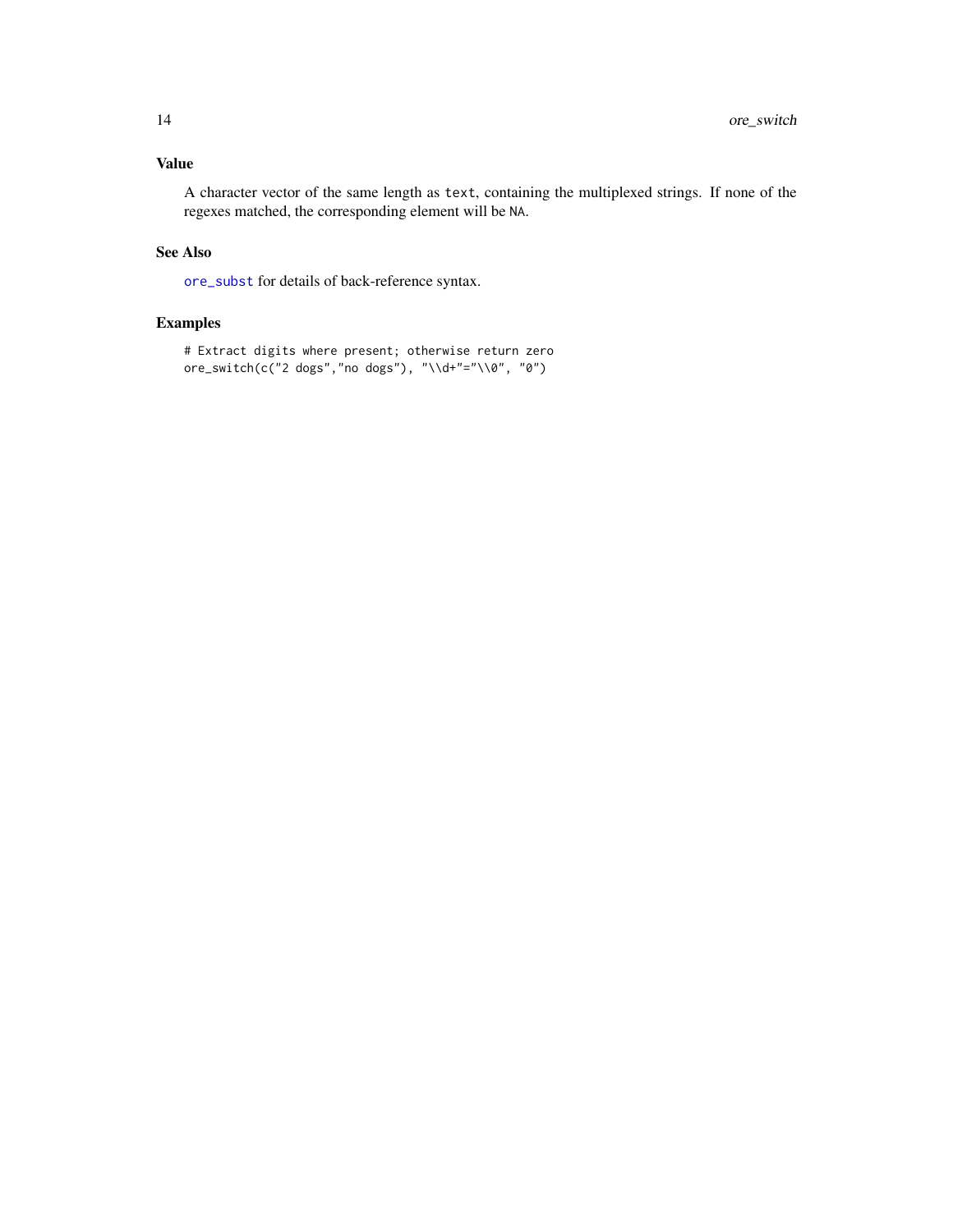## Value

A character vector of the same length as `text`, containing the multiplexed strings. If none of the regexes matched, the corresponding element will be `NA`.

## See Also

`ore_subst` for details of back-reference syntax.

## Examples

```
# Extract digits where present; otherwise return zero
ore_switch(c("2 dogs","no dogs"), "\\d+"="\\0", "0")
```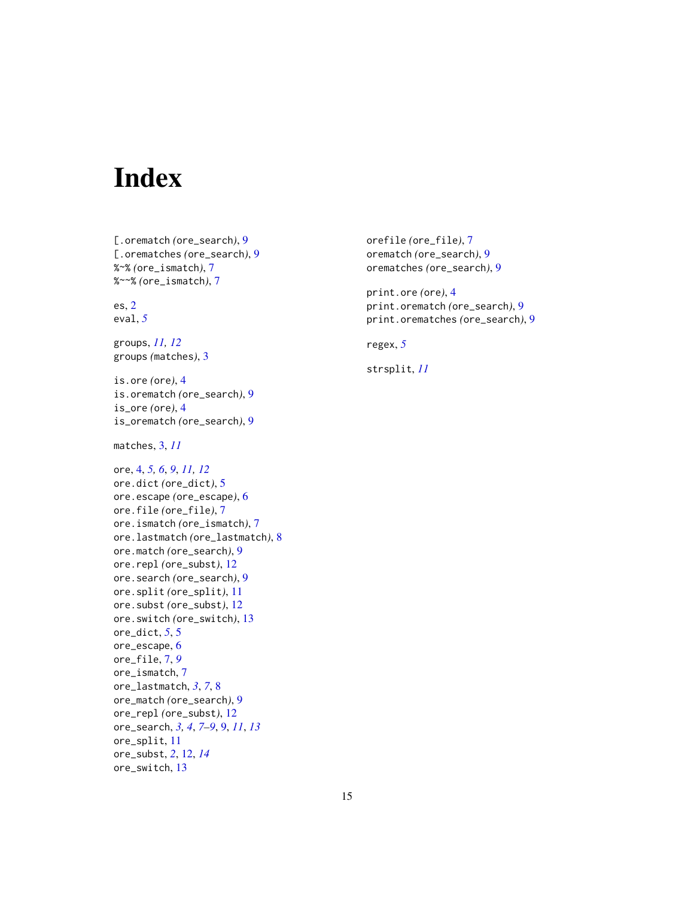# Index

[.orematch (ore_search), 9
[.orematches (ore_search), 9
%~% (ore_ismatch), 7
%~~% (ore_ismatch), 7

es, 2
eval, *5*

groups, *11, 12*
groups (matches), 3

is.ore (ore), 4
is.orematch (ore_search), 9
is_ore (ore), 4
is_orematch (ore_search), 9

matches, 3, *11*

ore, 4, *5, 6*, *9*, *11, 12*
ore.dict (ore_dict), 5
ore.escape (ore_escape), 6
ore.file (ore_file), 7
ore.ismatch (ore_ismatch), 7
ore.lastmatch (ore_lastmatch), 8
ore.match (ore_search), 9
ore.repl (ore_subst), 12
ore.search (ore_search), 9
ore.split (ore_split), 11
ore.subst (ore_subst), 12
ore.switch (ore_switch), 13
ore_dict, *5*, 5
ore_escape, 6
ore_file, 7, *9*
ore_ismatch, 7
ore_lastmatch, *3*, *7*, 8
ore_match (ore_search), 9
ore_repl (ore_subst), 12
ore_search, *3, 4*, *7–9*, 9, *11*, *13*
ore_split, 11
ore_subst, *2*, 12, *14*
ore_switch, 13

orefile (ore_file), 7
orematch (ore_search), 9
orematches (ore_search), 9

print.ore (ore), 4
print.orematch (ore_search), 9
print.orematches (ore_search), 9

regex, *5*

strsplit, *11*